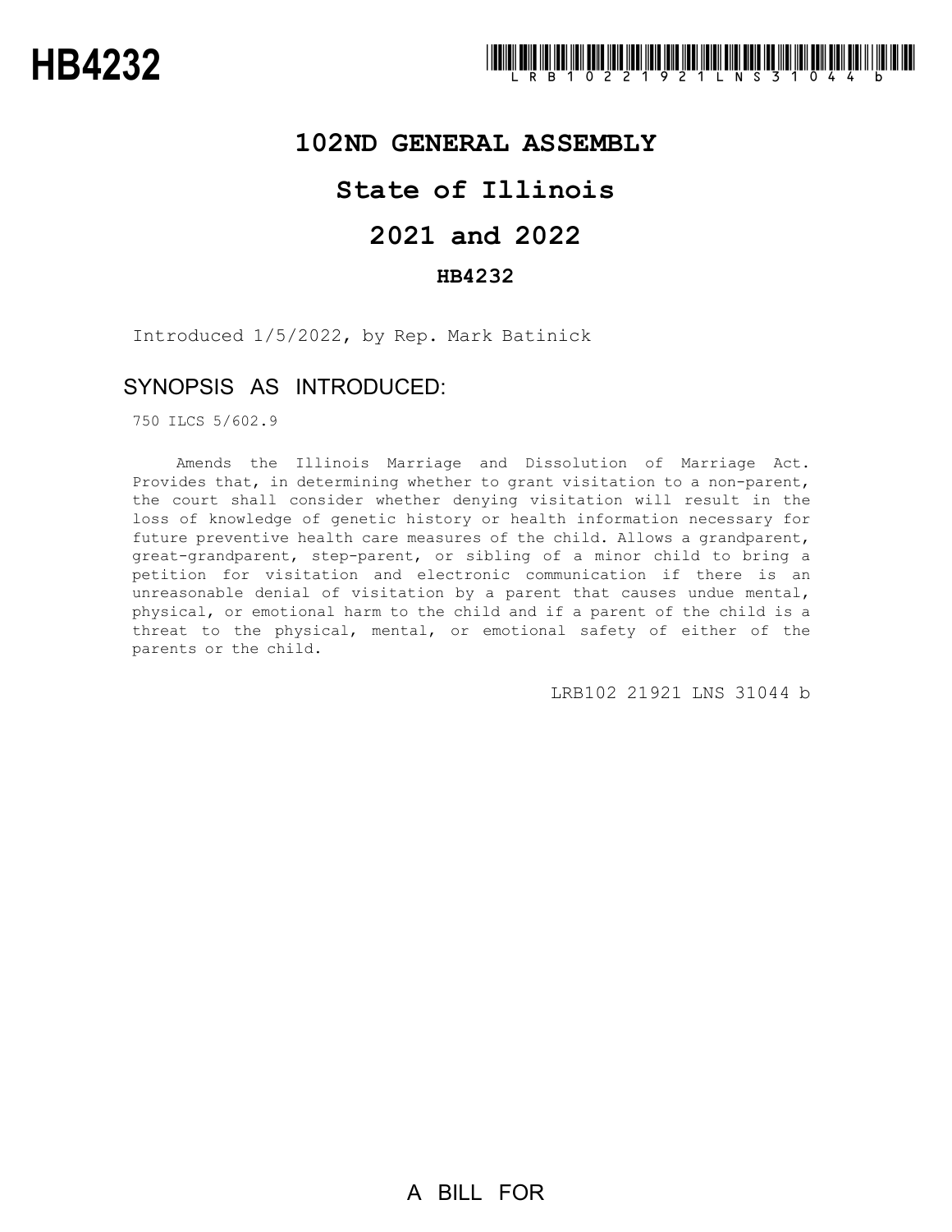# HB4232

## 102ND GENERAL ASSEMBLY

## State of Illinois

## 2021 and 2022

### HB4232

Introduced 1/5/2022, by Rep. Mark Batinick

## SYNOPSIS AS INTRODUCED:

750 ILCS 5/602.9

Amends the Illinois Marriage and Dissolution of Marriage Act. Provides that, in determining whether to grant visitation to a non-parent, the court shall consider whether denying visitation will result in the loss of knowledge of genetic history or health information necessary for future preventive health care measures of the child. Allows a grandparent, great-grandparent, step-parent, or sibling of a minor child to bring a petition for visitation and electronic communication if there is an unreasonable denial of visitation by a parent that causes undue mental, physical, or emotional harm to the child and if a parent of the child is a threat to the physical, mental, or emotional safety of either of the parents or the child.

LRB102 21921 LNS 31044 b

A BILL FOR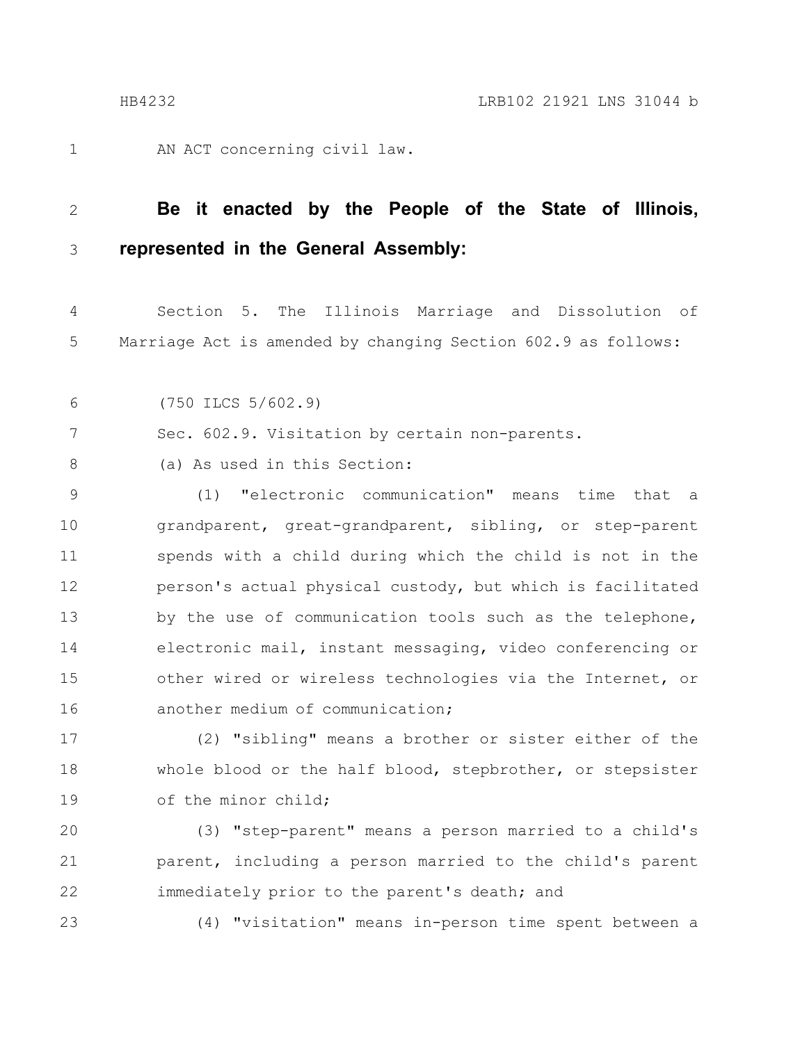AN ACT concerning civil law.

**Be it enacted by the People of the State of Illinois, represented in the General Assembly:**

Section 5. The Illinois Marriage and Dissolution of Marriage Act is amended by changing Section 602.9 as follows:

(750 ILCS 5/602.9)

Sec. 602.9. Visitation by certain non-parents.

(a) As used in this Section:

(1) "electronic communication" means time that a grandparent, great-grandparent, sibling, or step-parent spends with a child during which the child is not in the person's actual physical custody, but which is facilitated by the use of communication tools such as the telephone, electronic mail, instant messaging, video conferencing or other wired or wireless technologies via the Internet, or another medium of communication;

(2) "sibling" means a brother or sister either of the whole blood or the half blood, stepbrother, or stepsister of the minor child;

(3) "step-parent" means a person married to a child's parent, including a person married to the child's parent immediately prior to the parent's death; and

(4) "visitation" means in-person time spent between a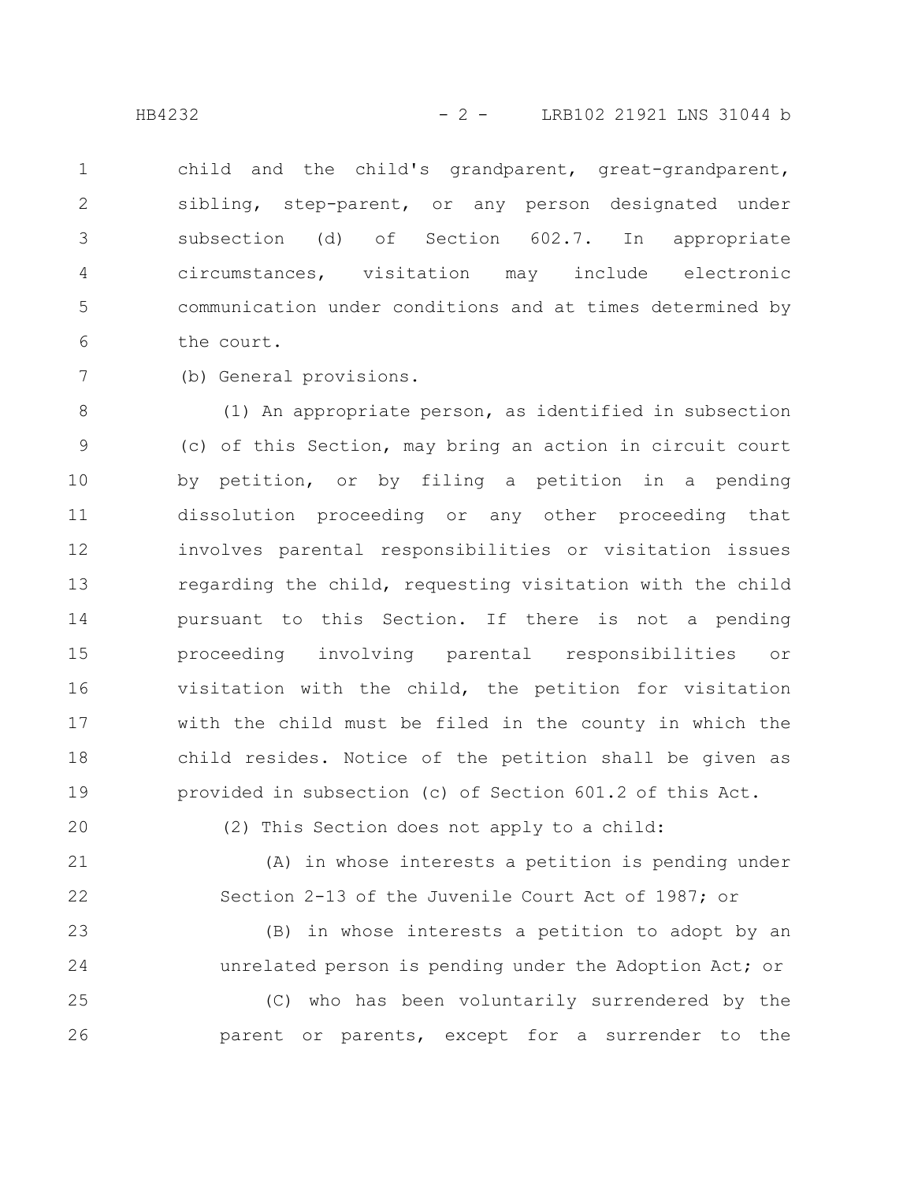child and the child's grandparent, great-grandparent, sibling, step-parent, or any person designated under subsection (d) of Section 602.7. In appropriate circumstances, visitation may include electronic communication under conditions and at times determined by the court.

(b) General provisions.

(1) An appropriate person, as identified in subsection (c) of this Section, may bring an action in circuit court by petition, or by filing a petition in a pending dissolution proceeding or any other proceeding that involves parental responsibilities or visitation issues regarding the child, requesting visitation with the child pursuant to this Section. If there is not a pending proceeding involving parental responsibilities or visitation with the child, the petition for visitation with the child must be filed in the county in which the child resides. Notice of the petition shall be given as provided in subsection (c) of Section 601.2 of this Act.

(2) This Section does not apply to a child:

(A) in whose interests a petition is pending under Section 2-13 of the Juvenile Court Act of 1987; or

(B) in whose interests a petition to adopt by an unrelated person is pending under the Adoption Act; or

(C) who has been voluntarily surrendered by the parent or parents, except for a surrender to the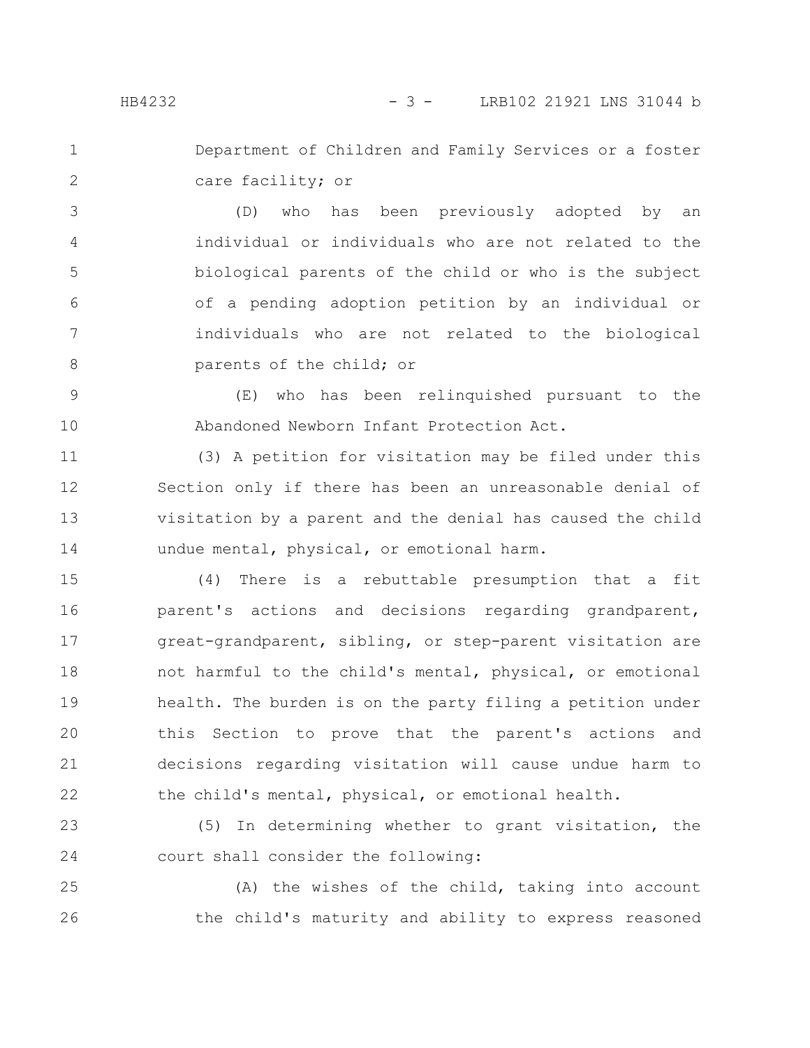Department of Children and Family Services or a foster care facility; or

(D) who has been previously adopted by an individual or individuals who are not related to the biological parents of the child or who is the subject of a pending adoption petition by an individual or individuals who are not related to the biological parents of the child; or

(E) who has been relinquished pursuant to the Abandoned Newborn Infant Protection Act.

(3) A petition for visitation may be filed under this Section only if there has been an unreasonable denial of visitation by a parent and the denial has caused the child undue mental, physical, or emotional harm.

(4) There is a rebuttable presumption that a fit parent's actions and decisions regarding grandparent, great-grandparent, sibling, or step-parent visitation are not harmful to the child's mental, physical, or emotional health. The burden is on the party filing a petition under this Section to prove that the parent's actions and decisions regarding visitation will cause undue harm to the child's mental, physical, or emotional health.

(5) In determining whether to grant visitation, the court shall consider the following:

(A) the wishes of the child, taking into account the child's maturity and ability to express reasoned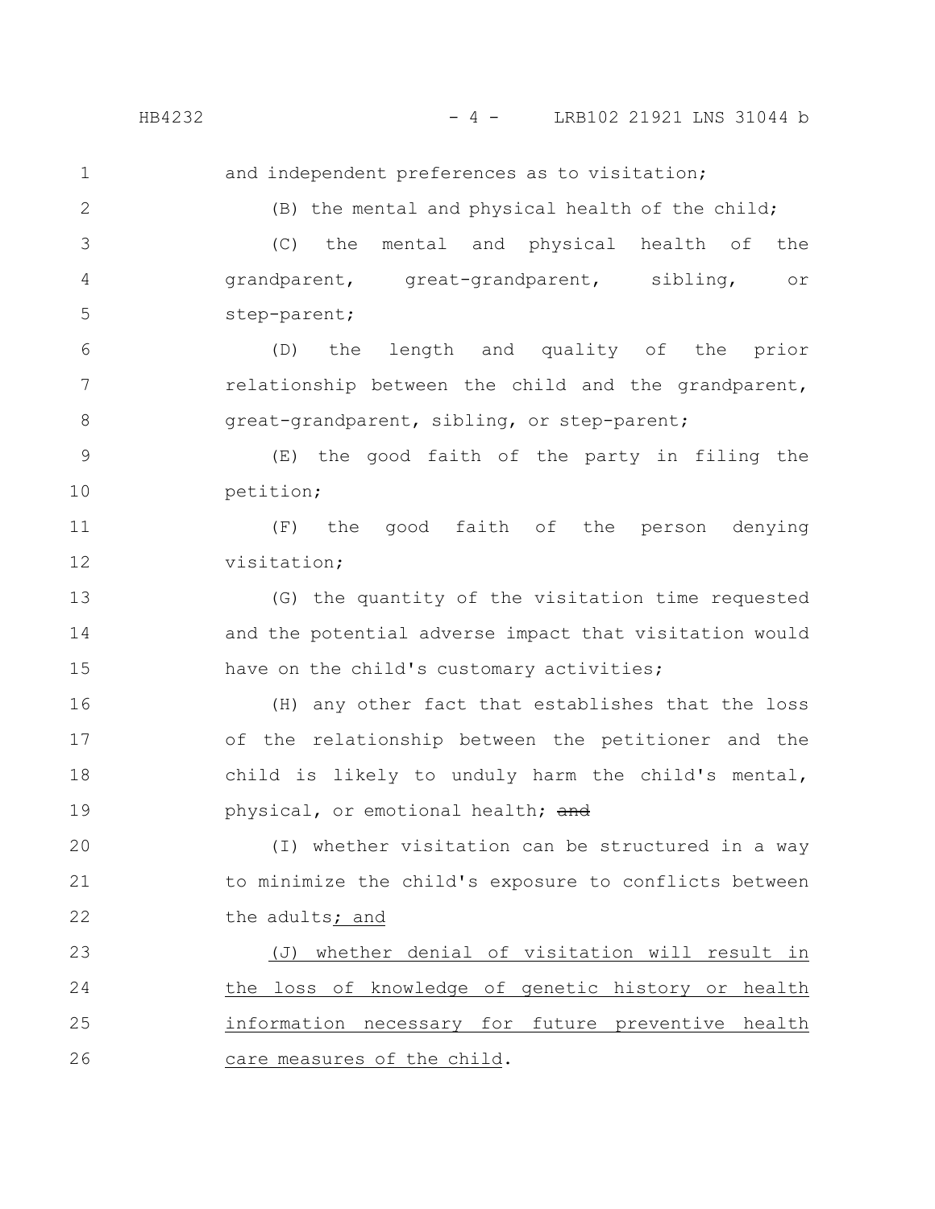and independent preferences as to visitation;

(B) the mental and physical health of the child;

(C) the mental and physical health of the grandparent, great-grandparent, sibling, or step-parent;

(D) the length and quality of the prior relationship between the child and the grandparent, great-grandparent, sibling, or step-parent;

(E) the good faith of the party in filing the petition;

(F) the good faith of the person denying visitation;

(G) the quantity of the visitation time requested and the potential adverse impact that visitation would have on the child's customary activities;

(H) any other fact that establishes that the loss of the relationship between the petitioner and the child is likely to unduly harm the child's mental, physical, or emotional health; ~~and~~

(I) whether visitation can be structured in a way to minimize the child's exposure to conflicts between the adults<ins>; and</ins>

<ins>(J) whether denial of visitation will result in the loss of knowledge of genetic history or health information necessary for future preventive health care measures of the child</ins>.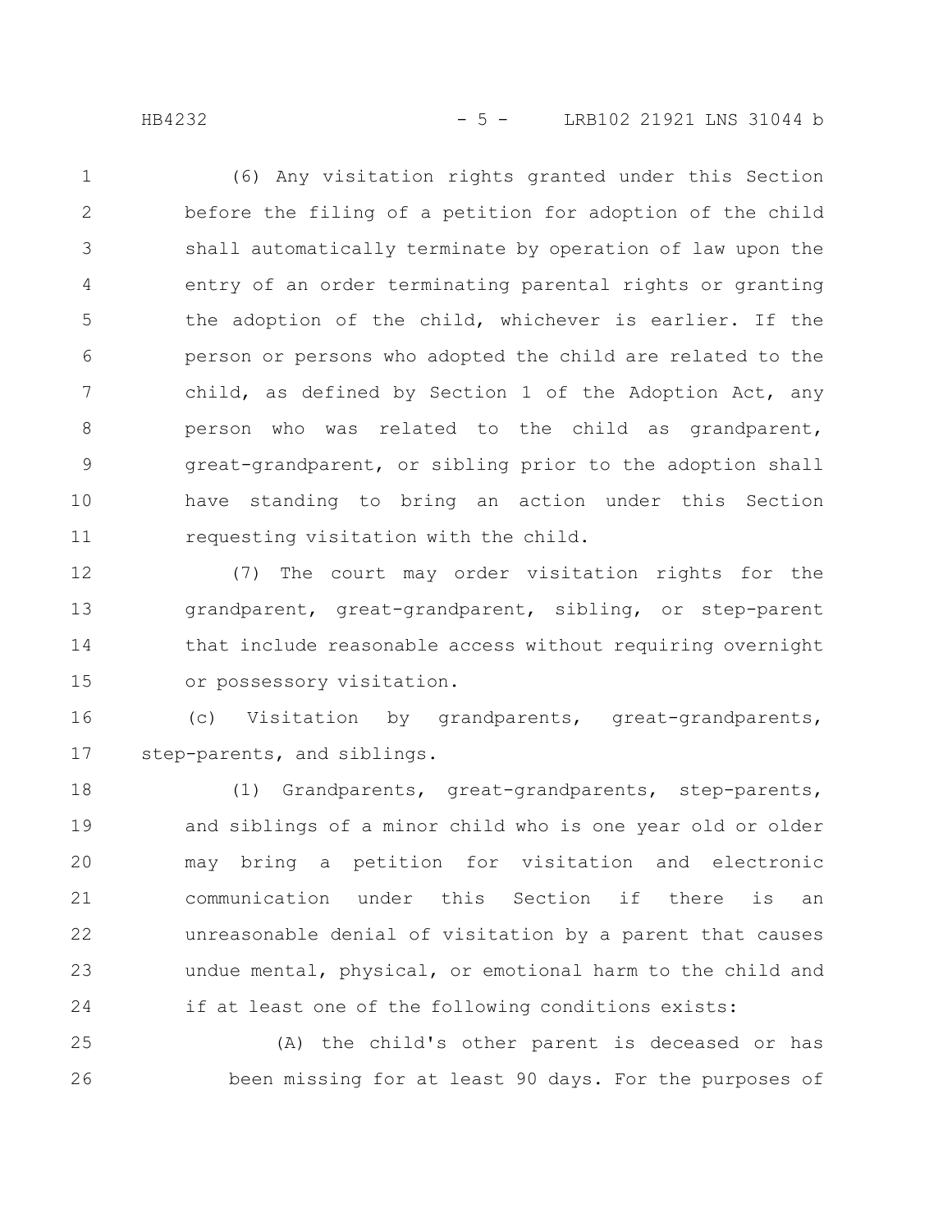(6) Any visitation rights granted under this Section before the filing of a petition for adoption of the child shall automatically terminate by operation of law upon the entry of an order terminating parental rights or granting the adoption of the child, whichever is earlier. If the person or persons who adopted the child are related to the child, as defined by Section 1 of the Adoption Act, any person who was related to the child as grandparent, great-grandparent, or sibling prior to the adoption shall have standing to bring an action under this Section requesting visitation with the child.

(7) The court may order visitation rights for the grandparent, great-grandparent, sibling, or step-parent that include reasonable access without requiring overnight or possessory visitation.

(c) Visitation by grandparents, great-grandparents, step-parents, and siblings.

(1) Grandparents, great-grandparents, step-parents, and siblings of a minor child who is one year old or older may bring a petition for visitation and electronic communication under this Section if there is an unreasonable denial of visitation by a parent that causes undue mental, physical, or emotional harm to the child and if at least one of the following conditions exists:

(A) the child's other parent is deceased or has been missing for at least 90 days. For the purposes of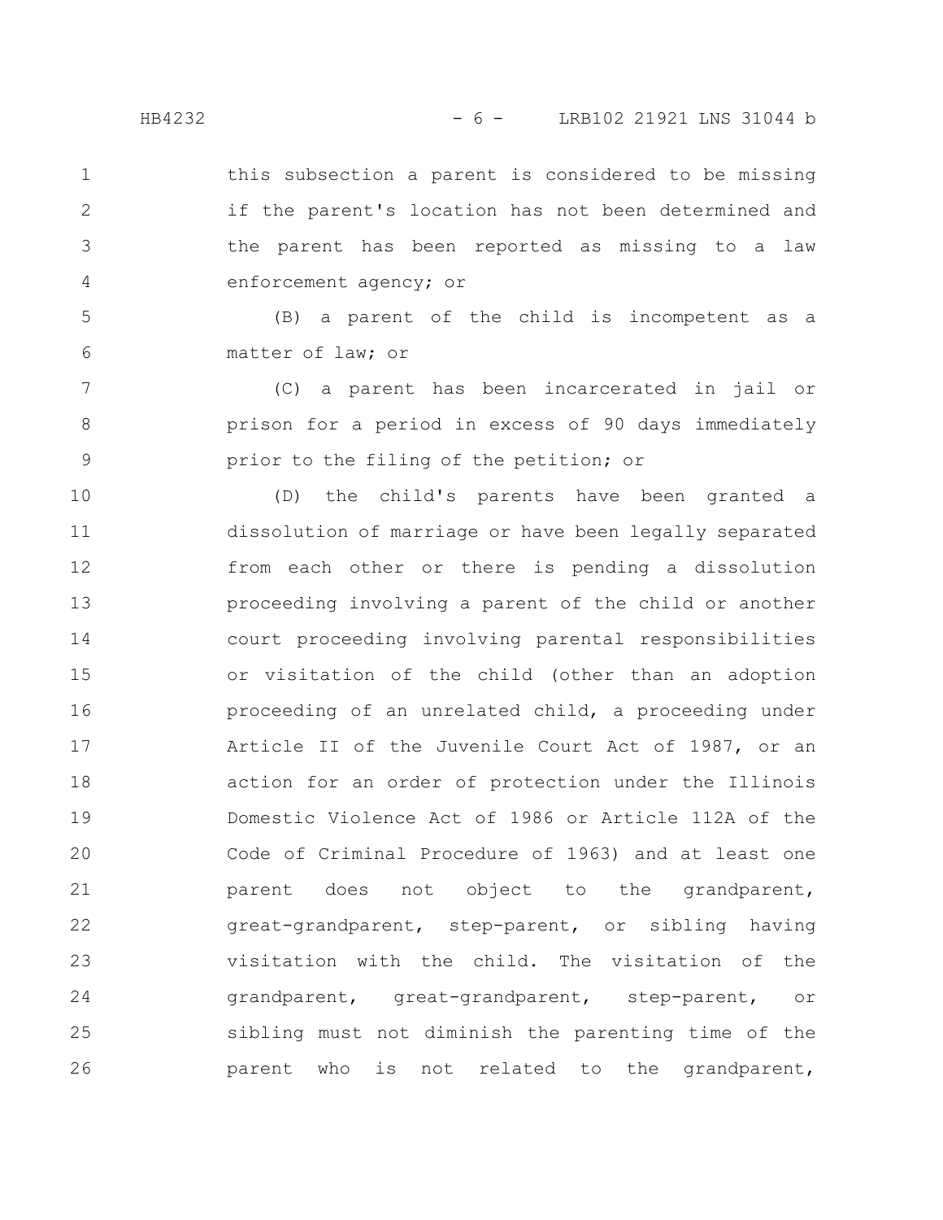this subsection a parent is considered to be missing if the parent's location has not been determined and the parent has been reported as missing to a law enforcement agency; or

(B) a parent of the child is incompetent as a matter of law; or

(C) a parent has been incarcerated in jail or prison for a period in excess of 90 days immediately prior to the filing of the petition; or

(D) the child's parents have been granted a dissolution of marriage or have been legally separated from each other or there is pending a dissolution proceeding involving a parent of the child or another court proceeding involving parental responsibilities or visitation of the child (other than an adoption proceeding of an unrelated child, a proceeding under Article II of the Juvenile Court Act of 1987, or an action for an order of protection under the Illinois Domestic Violence Act of 1986 or Article 112A of the Code of Criminal Procedure of 1963) and at least one parent does not object to the grandparent, great-grandparent, step-parent, or sibling having visitation with the child. The visitation of the grandparent, great-grandparent, step-parent, or sibling must not diminish the parenting time of the parent who is not related to the grandparent,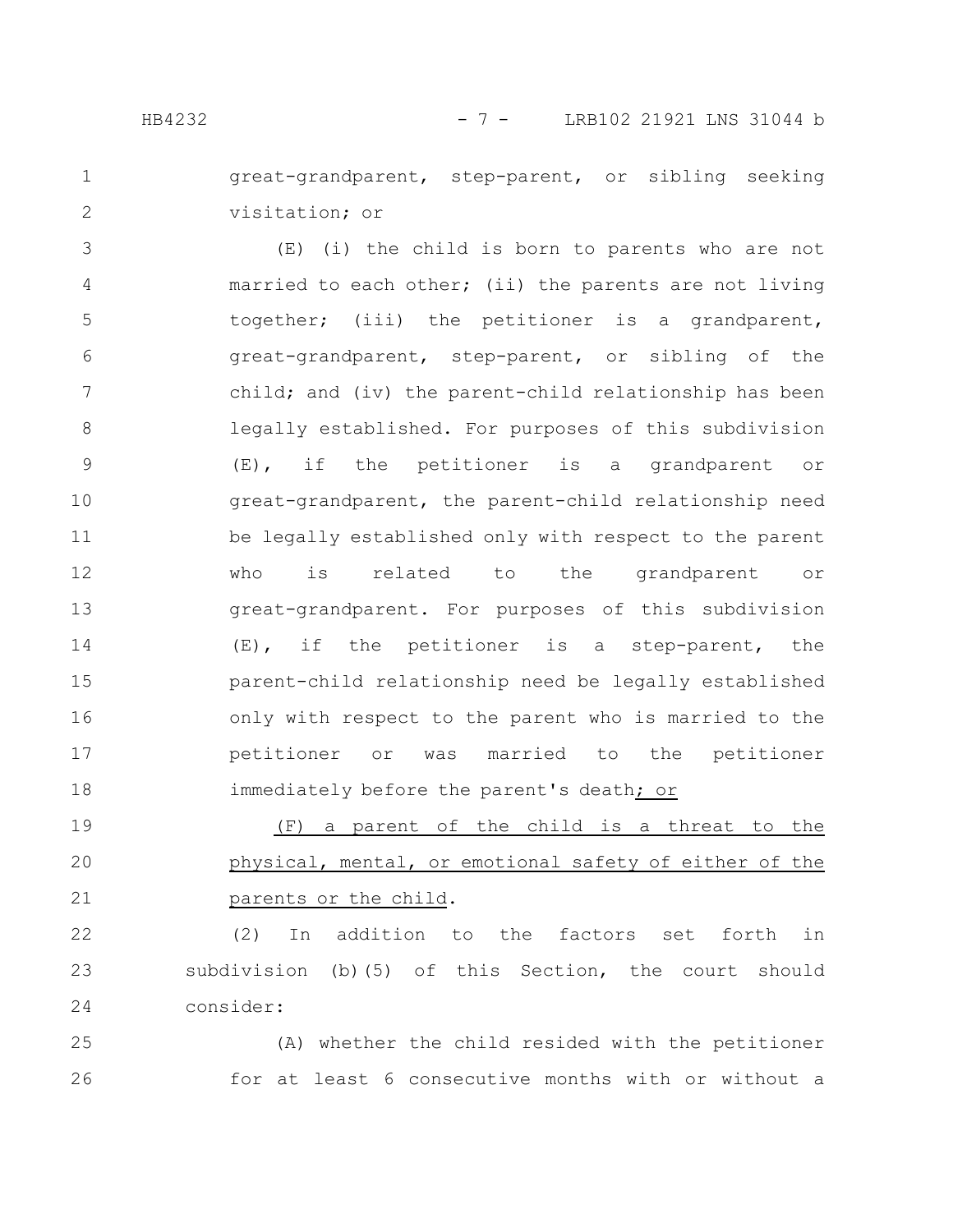great-grandparent, step-parent, or sibling seeking visitation; or

(E) (i) the child is born to parents who are not married to each other; (ii) the parents are not living together; (iii) the petitioner is a grandparent, great-grandparent, step-parent, or sibling of the child; and (iv) the parent-child relationship has been legally established. For purposes of this subdivision (E), if the petitioner is a grandparent or great-grandparent, the parent-child relationship need be legally established only with respect to the parent who is related to the grandparent or great-grandparent. For purposes of this subdivision (E), if the petitioner is a step-parent, the parent-child relationship need be legally established only with respect to the parent who is married to the petitioner or was married to the petitioner immediately before the parent's death; or

(F) a parent of the child is a threat to the physical, mental, or emotional safety of either of the parents or the child.

(2) In addition to the factors set forth in subdivision (b)(5) of this Section, the court should consider:

(A) whether the child resided with the petitioner for at least 6 consecutive months with or without a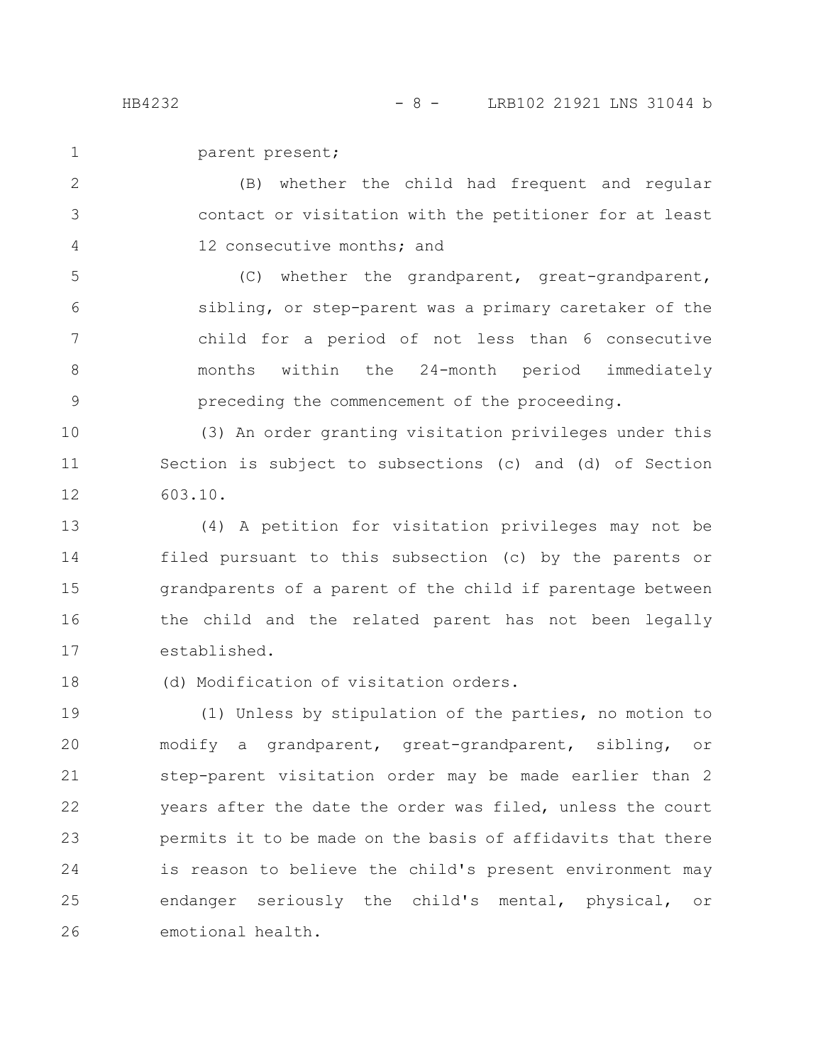parent present;

(B) whether the child had frequent and regular contact or visitation with the petitioner for at least 12 consecutive months; and

(C) whether the grandparent, great-grandparent, sibling, or step-parent was a primary caretaker of the child for a period of not less than 6 consecutive months within the 24-month period immediately preceding the commencement of the proceeding.

(3) An order granting visitation privileges under this Section is subject to subsections (c) and (d) of Section 603.10.

(4) A petition for visitation privileges may not be filed pursuant to this subsection (c) by the parents or grandparents of a parent of the child if parentage between the child and the related parent has not been legally established.

(d) Modification of visitation orders.

(1) Unless by stipulation of the parties, no motion to modify a grandparent, great-grandparent, sibling, or step-parent visitation order may be made earlier than 2 years after the date the order was filed, unless the court permits it to be made on the basis of affidavits that there is reason to believe the child's present environment may endanger seriously the child's mental, physical, or emotional health.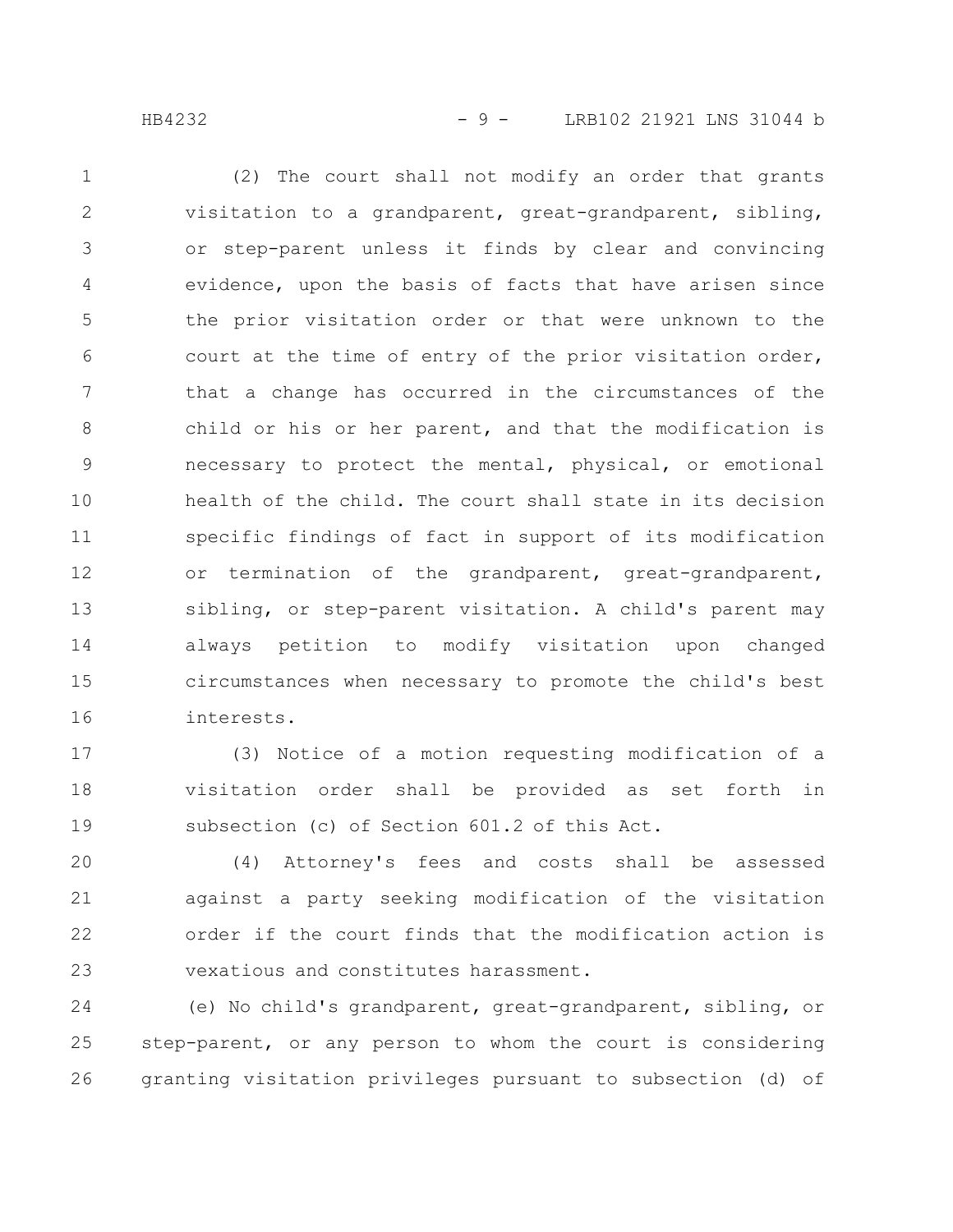(2) The court shall not modify an order that grants visitation to a grandparent, great-grandparent, sibling, or step-parent unless it finds by clear and convincing evidence, upon the basis of facts that have arisen since the prior visitation order or that were unknown to the court at the time of entry of the prior visitation order, that a change has occurred in the circumstances of the child or his or her parent, and that the modification is necessary to protect the mental, physical, or emotional health of the child. The court shall state in its decision specific findings of fact in support of its modification or termination of the grandparent, great-grandparent, sibling, or step-parent visitation. A child's parent may always petition to modify visitation upon changed circumstances when necessary to promote the child's best interests.

(3) Notice of a motion requesting modification of a visitation order shall be provided as set forth in subsection (c) of Section 601.2 of this Act.

(4) Attorney's fees and costs shall be assessed against a party seeking modification of the visitation order if the court finds that the modification action is vexatious and constitutes harassment.

(e) No child's grandparent, great-grandparent, sibling, or step-parent, or any person to whom the court is considering granting visitation privileges pursuant to subsection (d) of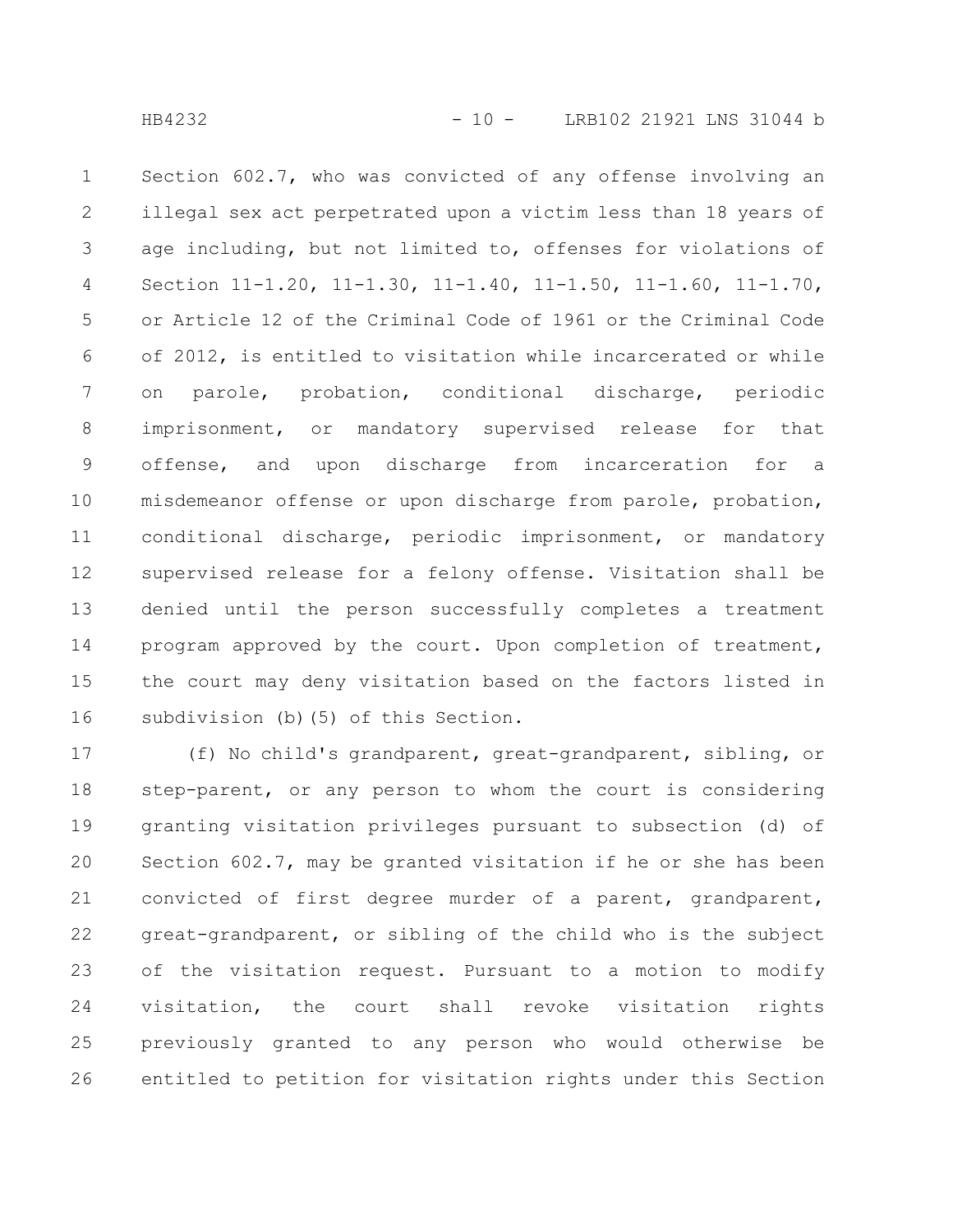Section 602.7, who was convicted of any offense involving an illegal sex act perpetrated upon a victim less than 18 years of age including, but not limited to, offenses for violations of Section 11-1.20, 11-1.30, 11-1.40, 11-1.50, 11-1.60, 11-1.70, or Article 12 of the Criminal Code of 1961 or the Criminal Code of 2012, is entitled to visitation while incarcerated or while on parole, probation, conditional discharge, periodic imprisonment, or mandatory supervised release for that offense, and upon discharge from incarceration for a misdemeanor offense or upon discharge from parole, probation, conditional discharge, periodic imprisonment, or mandatory supervised release for a felony offense. Visitation shall be denied until the person successfully completes a treatment program approved by the court. Upon completion of treatment, the court may deny visitation based on the factors listed in subdivision (b)(5) of this Section.

(f) No child's grandparent, great-grandparent, sibling, or step-parent, or any person to whom the court is considering granting visitation privileges pursuant to subsection (d) of Section 602.7, may be granted visitation if he or she has been convicted of first degree murder of a parent, grandparent, great-grandparent, or sibling of the child who is the subject of the visitation request. Pursuant to a motion to modify visitation, the court shall revoke visitation rights previously granted to any person who would otherwise be entitled to petition for visitation rights under this Section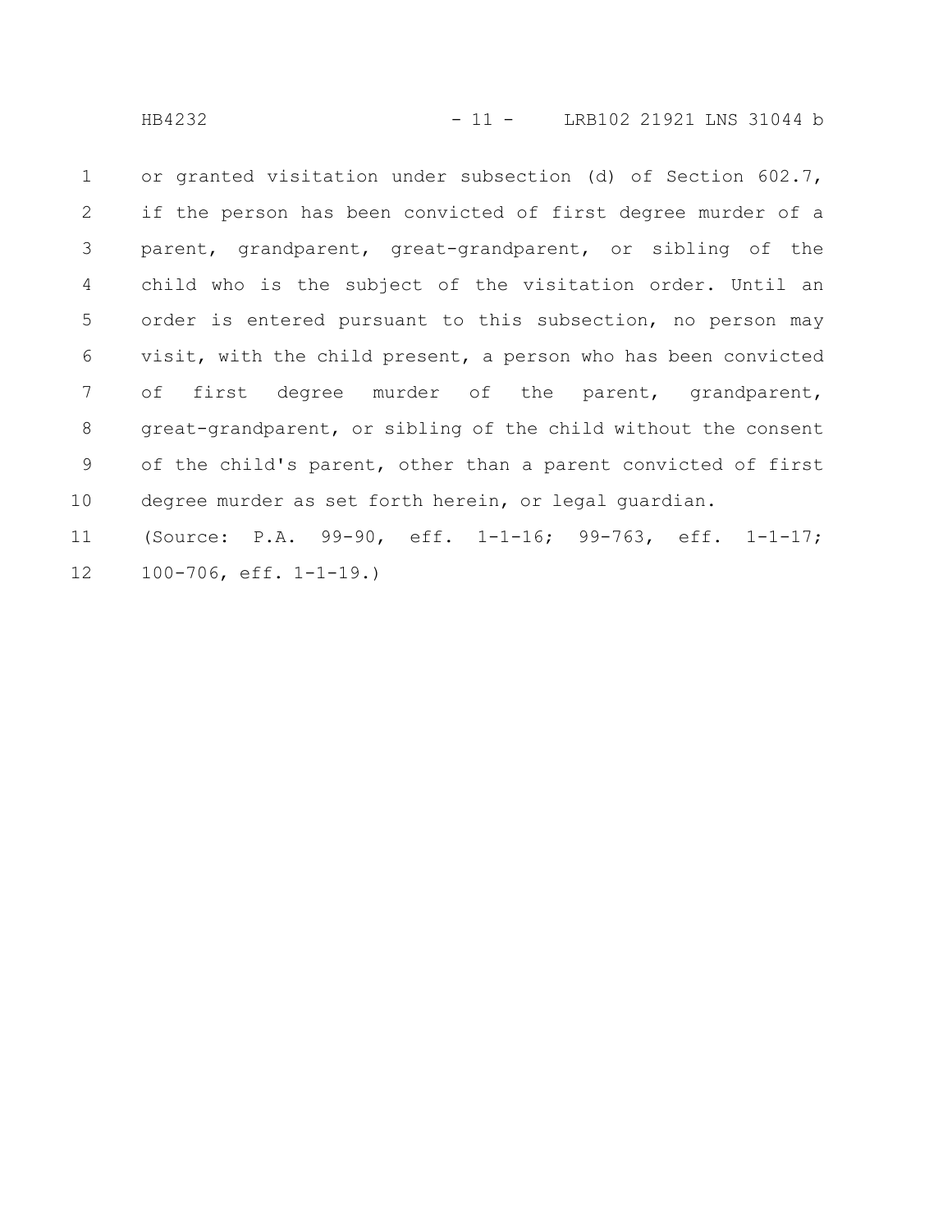or granted visitation under subsection (d) of Section 602.7, if the person has been convicted of first degree murder of a parent, grandparent, great-grandparent, or sibling of the child who is the subject of the visitation order. Until an order is entered pursuant to this subsection, no person may visit, with the child present, a person who has been convicted of first degree murder of the parent, grandparent, great-grandparent, or sibling of the child without the consent of the child's parent, other than a parent convicted of first degree murder as set forth herein, or legal guardian.

(Source: P.A. 99-90, eff. 1-1-16; 99-763, eff. 1-1-17; 100-706, eff. 1-1-19.)